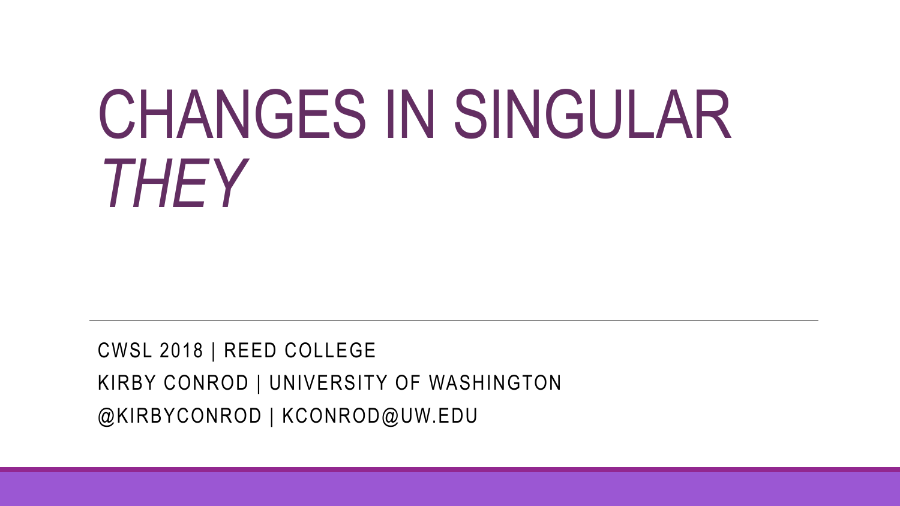# CHANGES IN SINGULAR *THEY*

CWSL 2018 | REED COLLEGE

KIRBY CONROD | UNIVERSITY OF WASHINGTON

@KIRBYCONROD | KCONROD@UW.EDU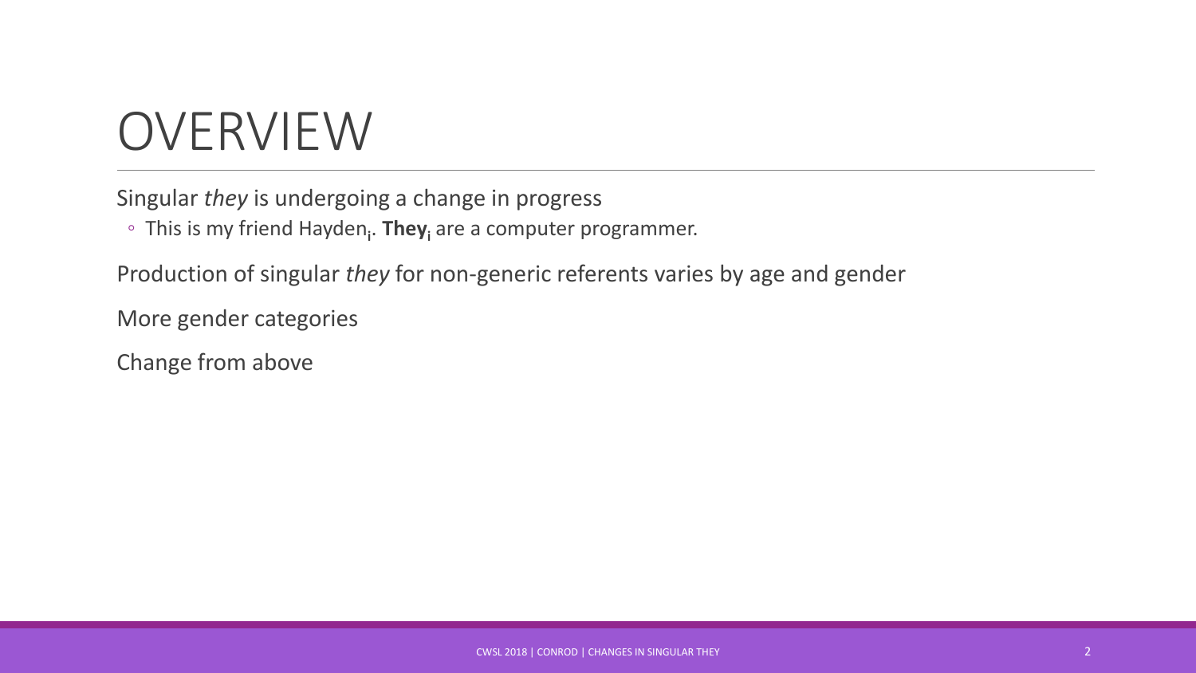# OVERVIEW

Singular *they* is undergoing a change in progress

- This is my friend Hayden$_i$. **They**$_i$ are a computer programmer.

Production of singular *they* for non-generic referents varies by age and gender

More gender categories

Change from above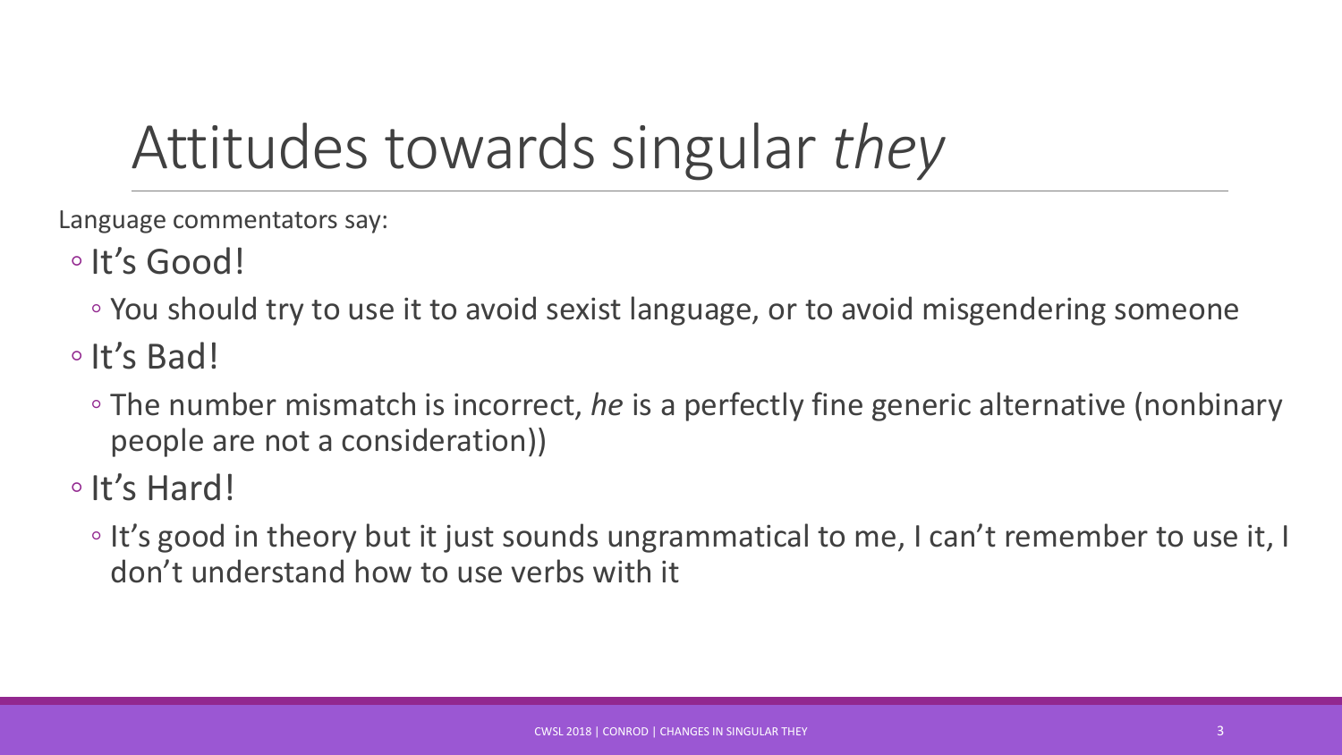# Attitudes towards singular *they*

Language commentators say:

- It's Good!
  - You should try to use it to avoid sexist language, or to avoid misgendering someone
- It's Bad!
  - The number mismatch is incorrect, *he* is a perfectly fine generic alternative (nonbinary people are not a consideration))
- It's Hard!
  - It's good in theory but it just sounds ungrammatical to me, I can't remember to use it, I don't understand how to use verbs with it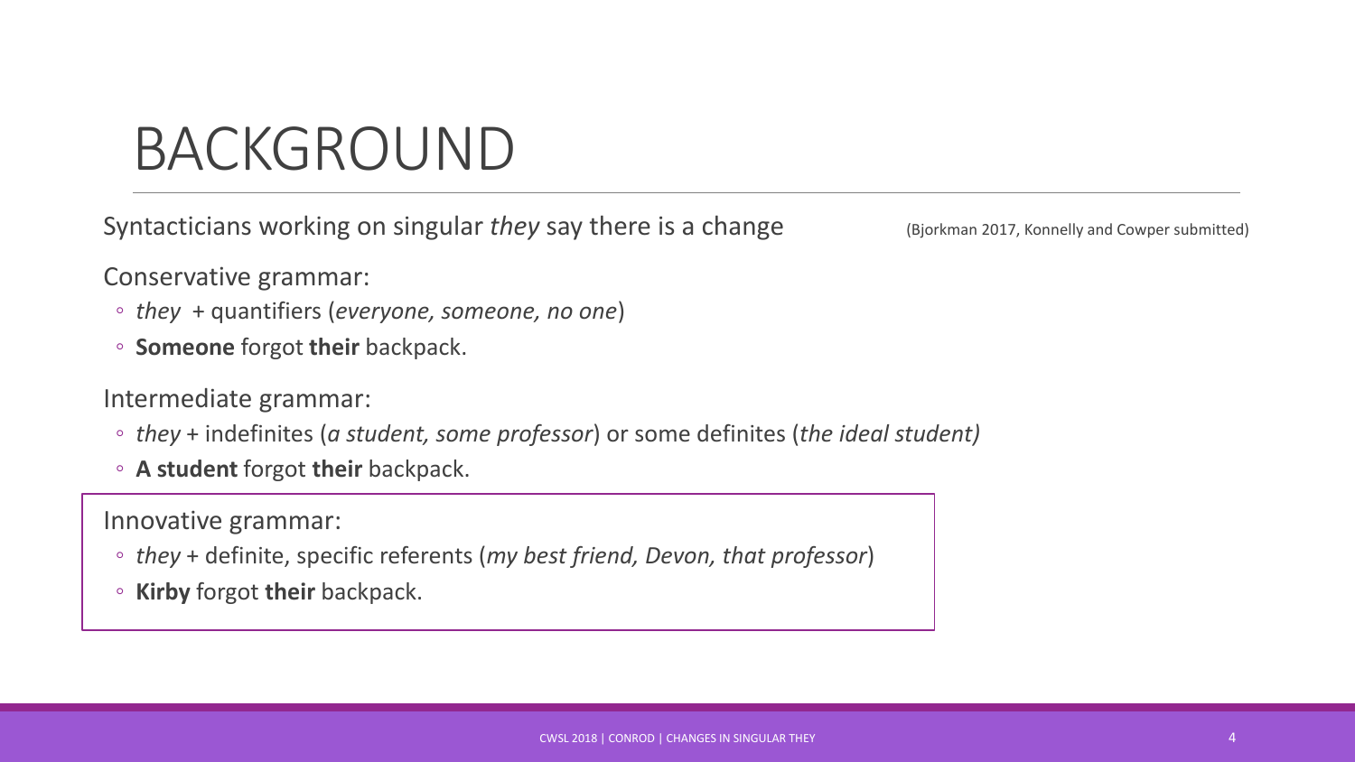# BACKGROUND

Syntacticians working on singular *they* say there is a change (Bjorkman 2017, Konnelly and Cowper submitted)

Conservative grammar:

- *they* + quantifiers (*everyone, someone, no one*)
- **Someone** forgot **their** backpack.

Intermediate grammar:

- *they* + indefinites (*a student, some professor*) or some definites (*the ideal student)*
- **A student** forgot **their** backpack.

Innovative grammar:

- *they* + definite, specific referents (*my best friend, Devon, that professor*)
- **Kirby** forgot **their** backpack.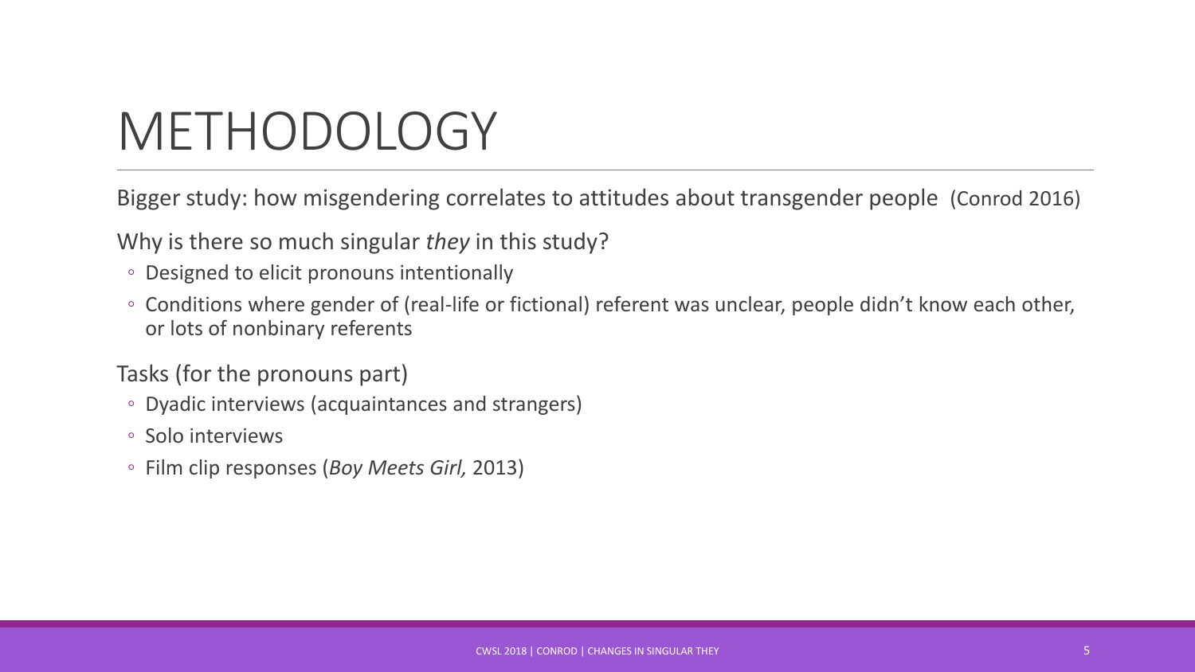# METHODOLOGY

Bigger study: how misgendering correlates to attitudes about transgender people (Conrod 2016)

Why is there so much singular *they* in this study?

- Designed to elicit pronouns intentionally
- Conditions where gender of (real-life or fictional) referent was unclear, people didn't know each other, or lots of nonbinary referents

Tasks (for the pronouns part)

- Dyadic interviews (acquaintances and strangers)
- Solo interviews
- Film clip responses (*Boy Meets Girl,* 2013)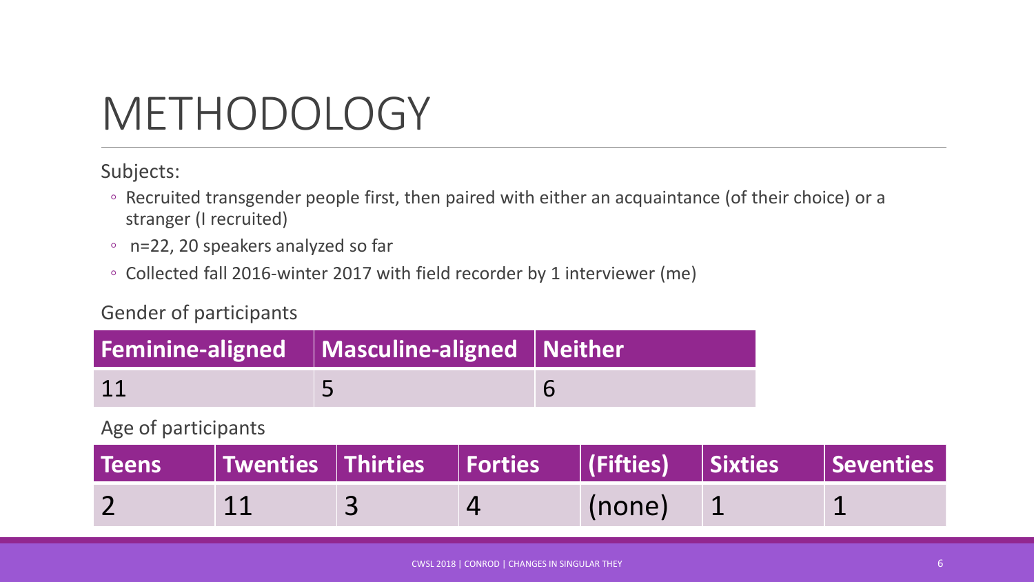# METHODOLOGY

Subjects:

- Recruited transgender people first, then paired with either an acquaintance (of their choice) or a stranger (I recruited)
- n=22, 20 speakers analyzed so far
- Collected fall 2016-winter 2017 with field recorder by 1 interviewer (me)

Gender of participants

| Feminine-aligned | Masculine-aligned | Neither |
|---|---|---|
| 11 | 5 | 6 |

Age of participants

| Teens | Twenties | Thirties | Forties | (Fifties) | Sixties | Seventies |
|---|---|---|---|---|---|---|
| 2 | 11 | 3 | 4 | (none) | 1 | 1 |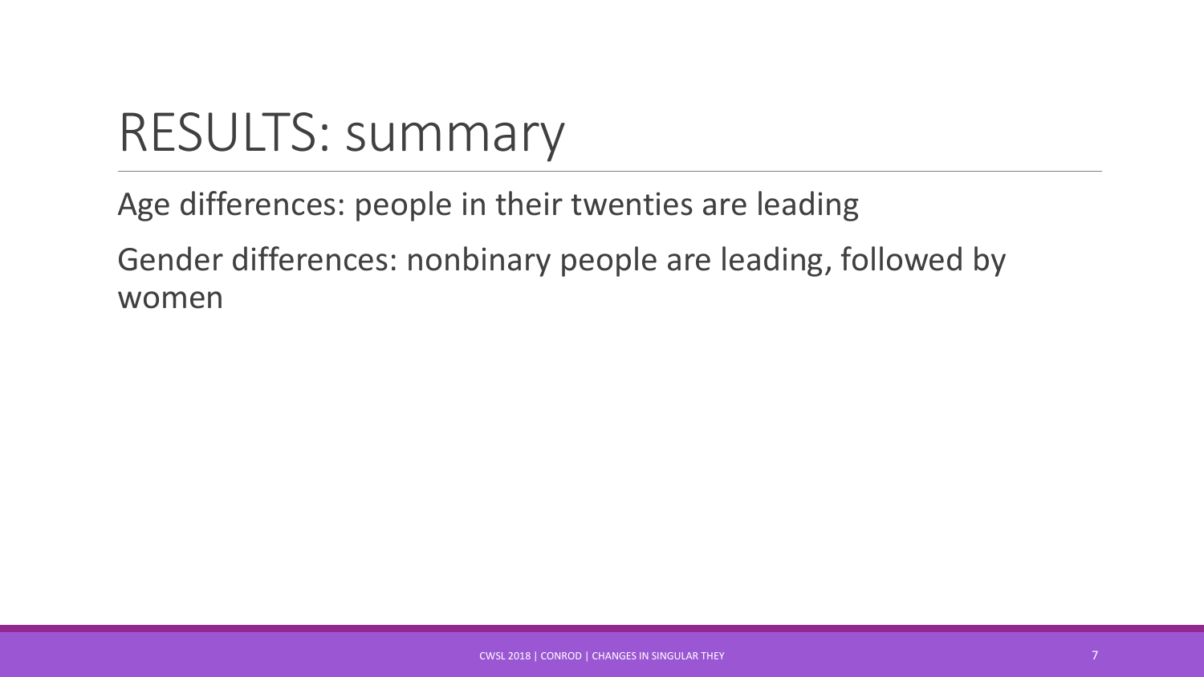# RESULTS: summary

Age differences: people in their twenties are leading

Gender differences: nonbinary people are leading, followed by women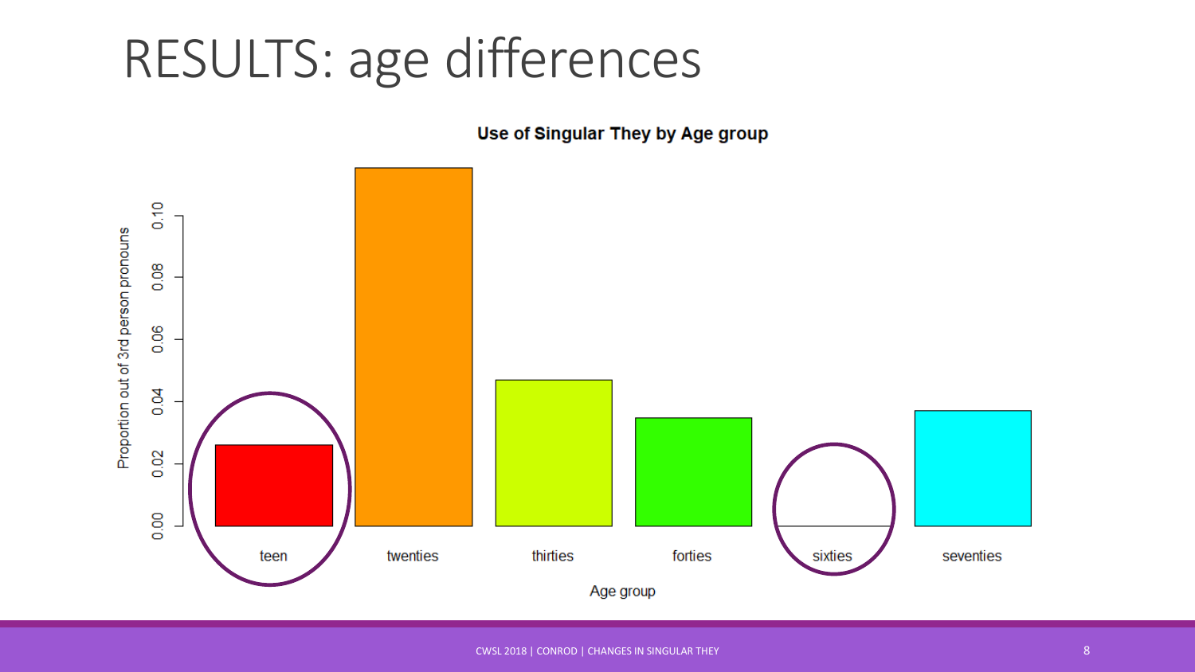# RESULTS: age differences

**Use of Singular They by Age group**

Proportion out of 3rd person pronouns

0.00 0.02 0.04 0.06 0.08 0.10

teen twenties thirties forties sixties seventies

Age group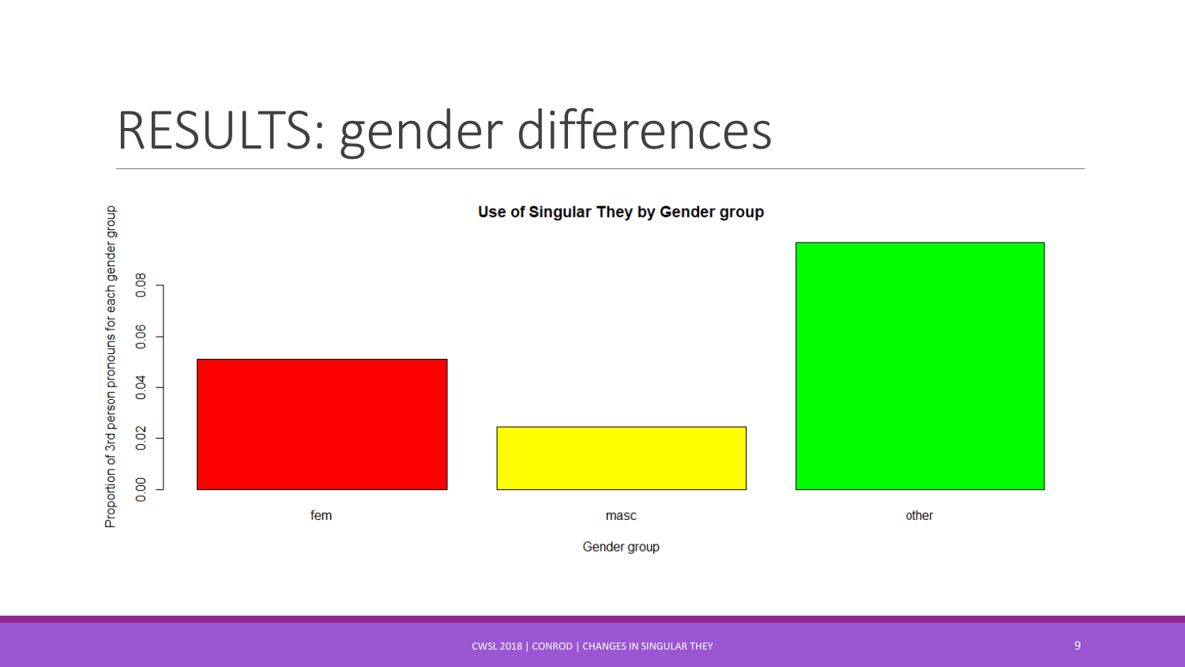# RESULTS: gender differences

**Use of Singular They by Gender group**

Proportion of 3rd person pronouns for each gender group

0.00 0.02 0.04 0.06 0.08

fem masc other

Gender group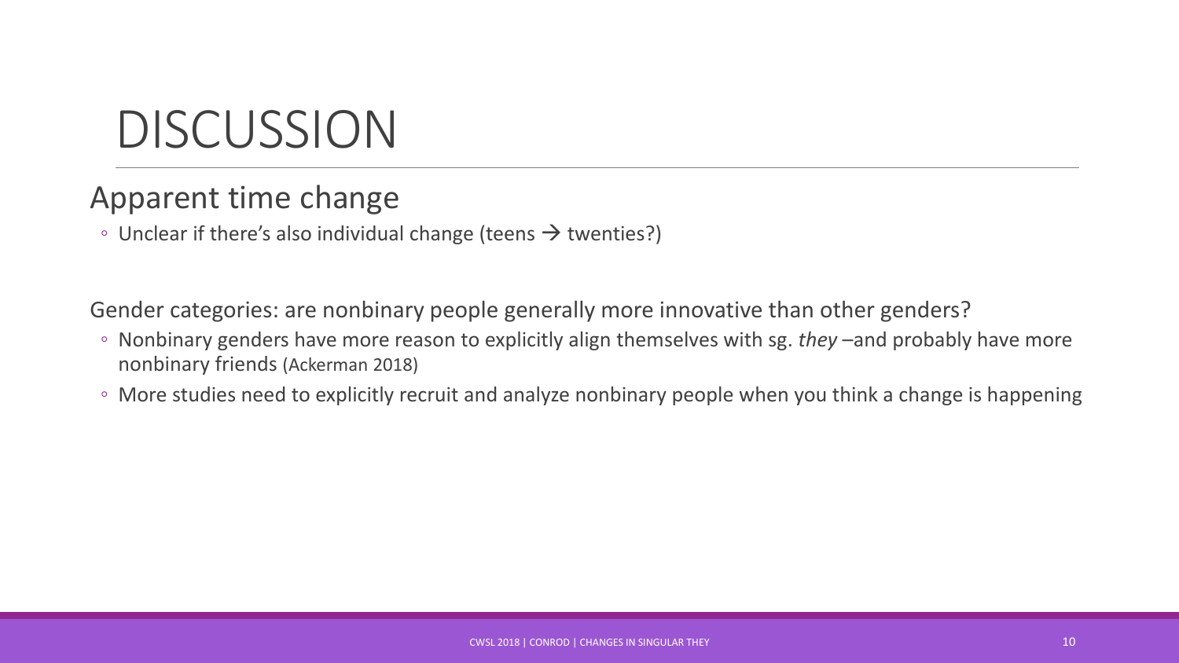# DISCUSSION

## Apparent time change

- Unclear if there's also individual change (teens → twenties?)

Gender categories: are nonbinary people generally more innovative than other genders?

- Nonbinary genders have more reason to explicitly align themselves with sg. *they* –and probably have more nonbinary friends (Ackerman 2018)
- More studies need to explicitly recruit and analyze nonbinary people when you think a change is happening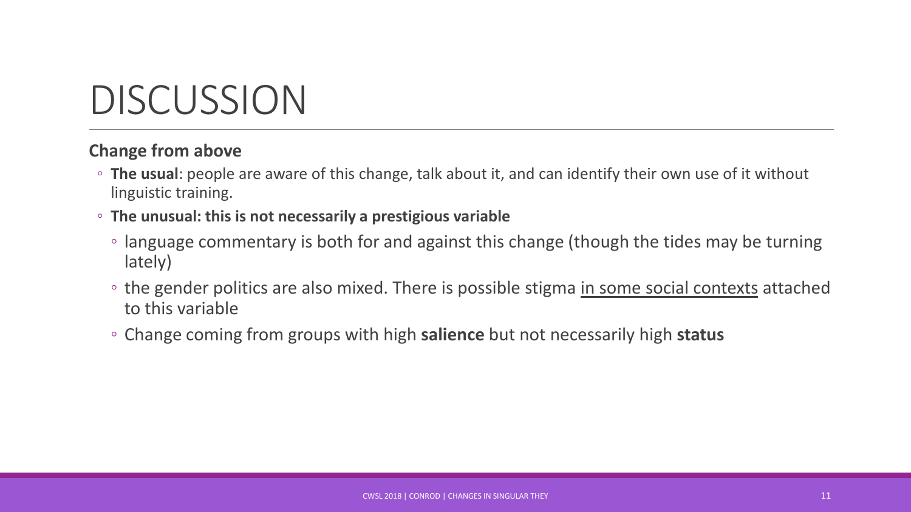# DISCUSSION

**Change from above**

- **The usual**: people are aware of this change, talk about it, and can identify their own use of it without linguistic training.
- **The unusual: this is not necessarily a prestigious variable**
  - language commentary is both for and against this change (though the tides may be turning lately)
  - the gender politics are also mixed. There is possible stigma <u>in some social contexts</u> attached to this variable
  - Change coming from groups with high **salience** but not necessarily high **status**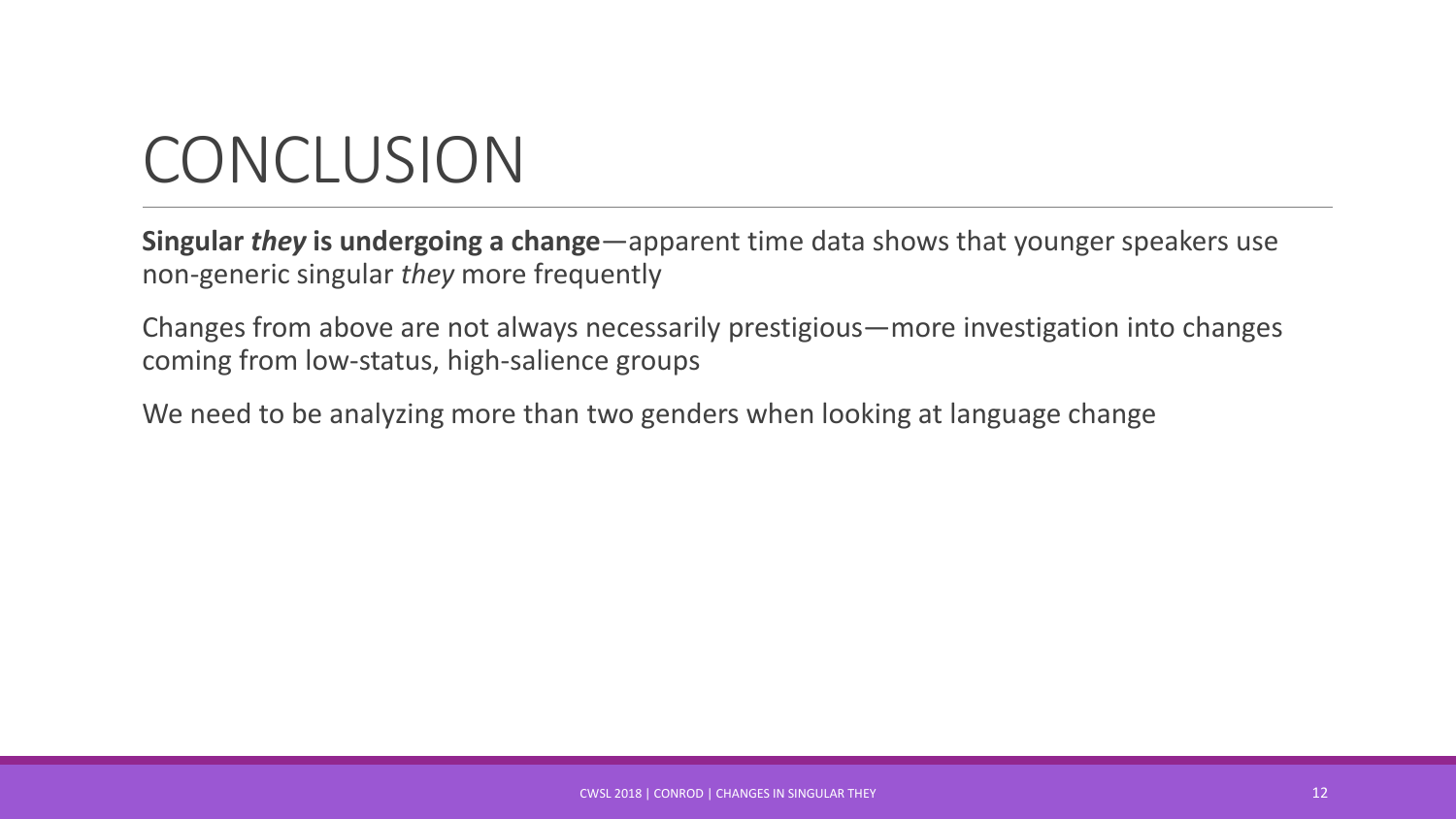# CONCLUSION

**Singular *they* is undergoing a change**—apparent time data shows that younger speakers use non-generic singular *they* more frequently

Changes from above are not always necessarily prestigious—more investigation into changes coming from low-status, high-salience groups

We need to be analyzing more than two genders when looking at language change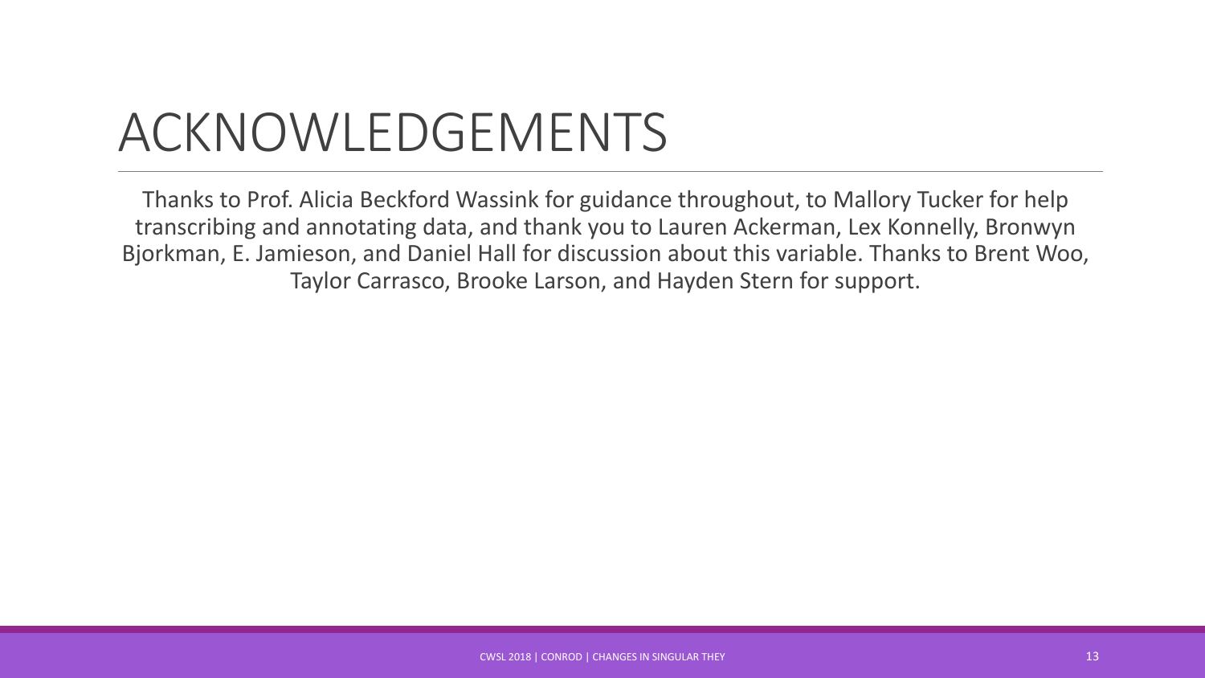# ACKNOWLEDGEMENTS

Thanks to Prof. Alicia Beckford Wassink for guidance throughout, to Mallory Tucker for help transcribing and annotating data, and thank you to Lauren Ackerman, Lex Konnelly, Bronwyn Bjorkman, E. Jamieson, and Daniel Hall for discussion about this variable. Thanks to Brent Woo, Taylor Carrasco, Brooke Larson, and Hayden Stern for support.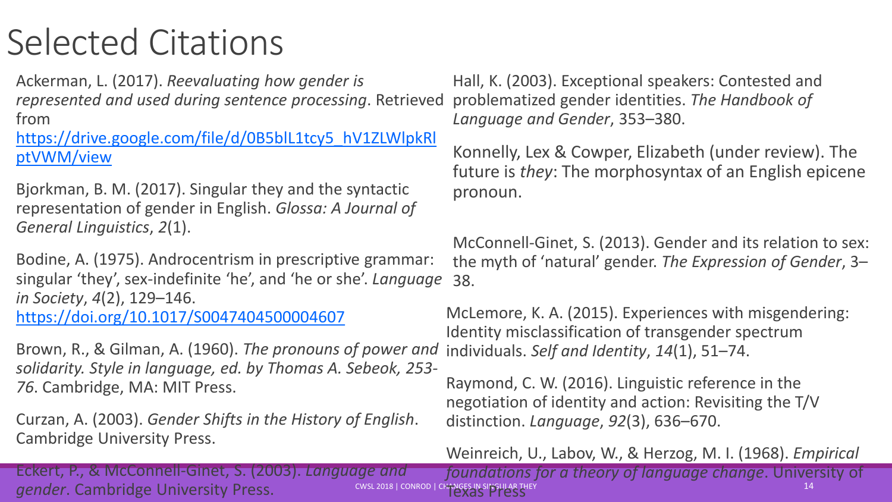# Selected Citations

Ackerman, L. (2017). *Reevaluating how gender is represented and used during sentence processing*. Retrieved from https://drive.google.com/file/d/0B5blL1tcy5_hV1ZLWlpkRlptVWM/view

Bjorkman, B. M. (2017). Singular they and the syntactic representation of gender in English. *Glossa: A Journal of General Linguistics*, *2*(1).

Bodine, A. (1975). Androcentrism in prescriptive grammar: singular 'they', sex-indefinite 'he', and 'he or she'. *Language in Society*, *4*(2), 129–146. https://doi.org/10.1017/S0047404500004607

Brown, R., & Gilman, A. (1960). *The pronouns of power and solidarity. Style in language, ed. by Thomas A. Sebeok, 253-76*. Cambridge, MA: MIT Press.

Curzan, A. (2003). *Gender Shifts in the History of English*. Cambridge University Press.

Eckert, P., & McConnell-Ginet, S. (2003). *Language and gender*. Cambridge University Press.

Hall, K. (2003). Exceptional speakers: Contested and problematized gender identities. *The Handbook of Language and Gender*, 353–380.

Konnelly, Lex & Cowper, Elizabeth (under review). The future is *they*: The morphosyntax of an English epicene pronoun.

McConnell-Ginet, S. (2013). Gender and its relation to sex: the myth of 'natural' gender. *The Expression of Gender*, 3–38.

McLemore, K. A. (2015). Experiences with misgendering: Identity misclassification of transgender spectrum individuals. *Self and Identity*, *14*(1), 51–74.

Raymond, C. W. (2016). Linguistic reference in the negotiation of identity and action: Revisiting the T/V distinction. *Language*, *92*(3), 636–670.

Weinreich, U., Labov, W., & Herzog, M. I. (1968). *Empirical foundations for a theory of language change*. University of Texas Press